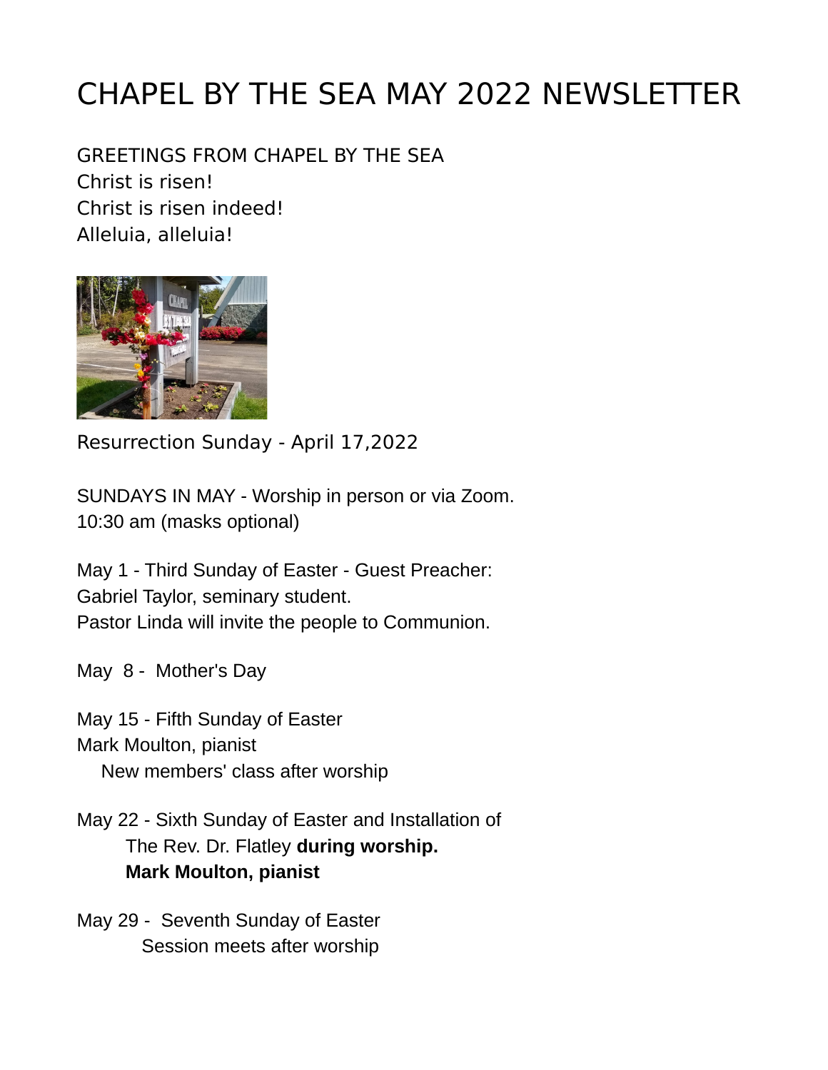# CHAPEL BY THE SEA MAY 2022 NEWSLETTER

GREETINGS FROM CHAPEL BY THE SEA
Christ is risen!
Christ is risen indeed!
Alleluia, alleluia!

Resurrection Sunday - April 17,2022

SUNDAYS IN MAY - Worship in person or via Zoom.
10:30 am (masks optional)

May 1 - Third Sunday of Easter - Guest Preacher:
Gabriel Taylor, seminary student.
Pastor Linda will invite the people to Communion.

May 8 - Mother's Day

May 15 - Fifth Sunday of Easter
Mark Moulton, pianist
New members' class after worship

May 22 - Sixth Sunday of Easter and Installation of
The Rev. Dr. Flatley **during worship.**
**Mark Moulton, pianist**

May 29 - Seventh Sunday of Easter
Session meets after worship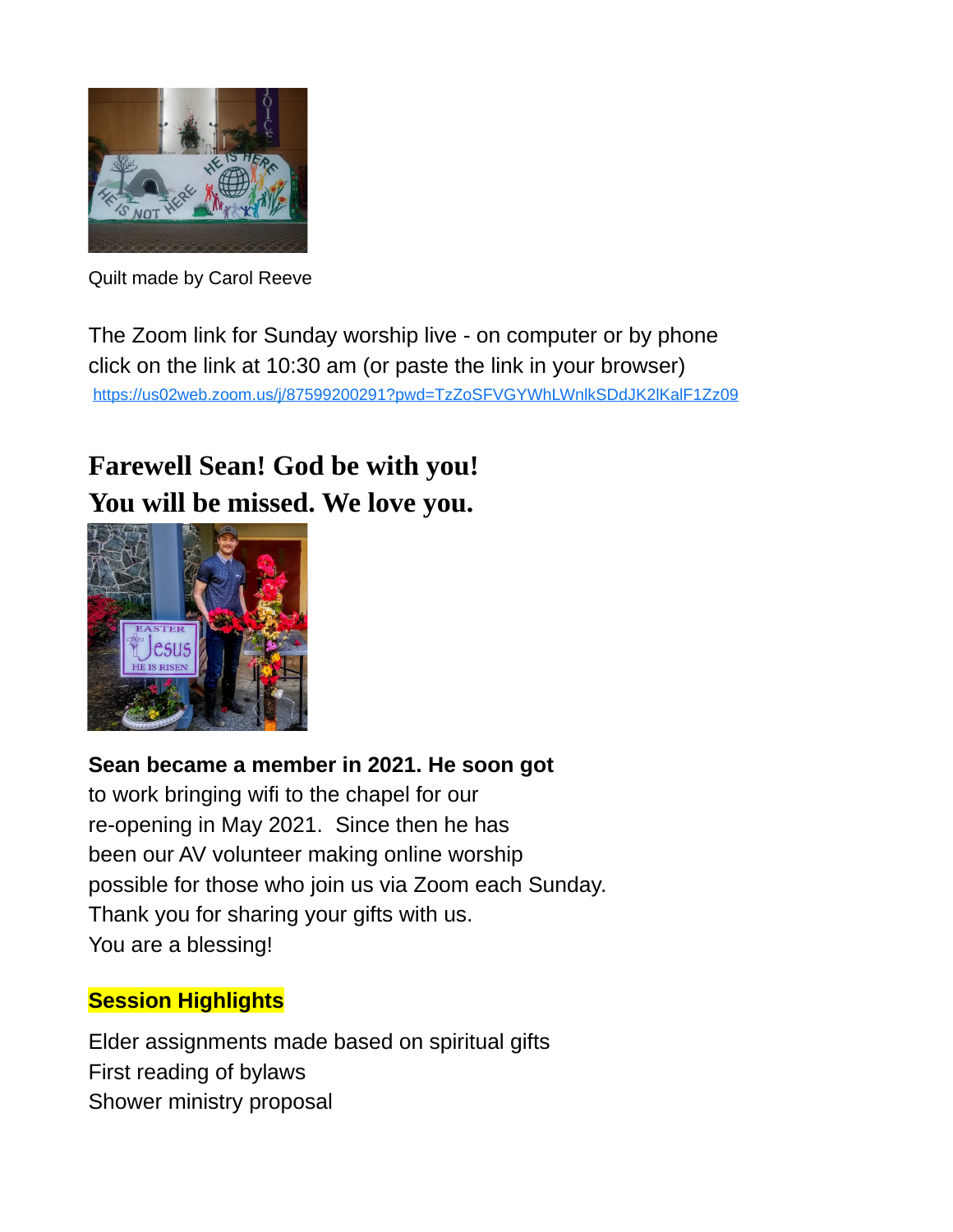Quilt made by Carol Reeve

The Zoom link for Sunday worship live - on computer or by phone click on the link at 10:30 am (or paste the link in your browser)
https://us02web.zoom.us/j/87599200291?pwd=TzZoSFVGYWhLWnlkSDdJK2lKalF1Zz09

## Farewell Sean! God be with you!
## You will be missed. We love you.

**Sean became a member in 2021. He soon got** to work bringing wifi to the chapel for our re-opening in May 2021. Since then he has been our AV volunteer making online worship possible for those who join us via Zoom each Sunday. Thank you for sharing your gifts with us. You are a blessing!

**Session Highlights**

Elder assignments made based on spiritual gifts
First reading of bylaws
Shower ministry proposal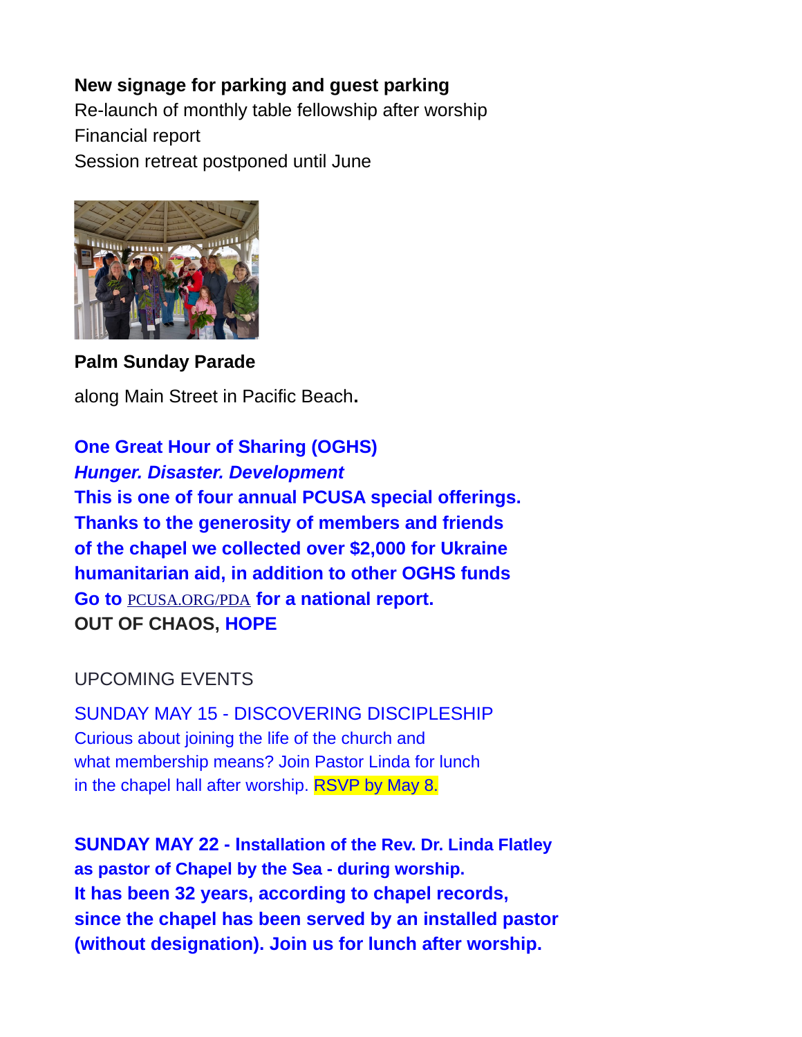**New signage for parking and guest parking**
Re-launch of monthly table fellowship after worship
Financial report
Session retreat postponed until June

**Palm Sunday Parade**

along Main Street in Pacific Beach**.**

**One Great Hour of Sharing (OGHS)**
***Hunger. Disaster. Development***
**This is one of four annual PCUSA special offerings.**
**Thanks to the generosity of members and friends of the chapel we collected over $2,000 for Ukraine humanitarian aid, in addition to other OGHS funds**
**Go to** PCUSA.ORG/PDA **for a national report.**
**OUT OF CHAOS, HOPE**

UPCOMING EVENTS

SUNDAY MAY 15 - DISCOVERING DISCIPLESHIP
Curious about joining the life of the church and what membership means? Join Pastor Linda for lunch in the chapel hall after worship. RSVP by May 8.

**SUNDAY MAY 22 - Installation of the Rev. Dr. Linda Flatley as pastor of Chapel by the Sea - during worship.**
**It has been 32 years, according to chapel records, since the chapel has been served by an installed pastor (without designation). Join us for lunch after worship.**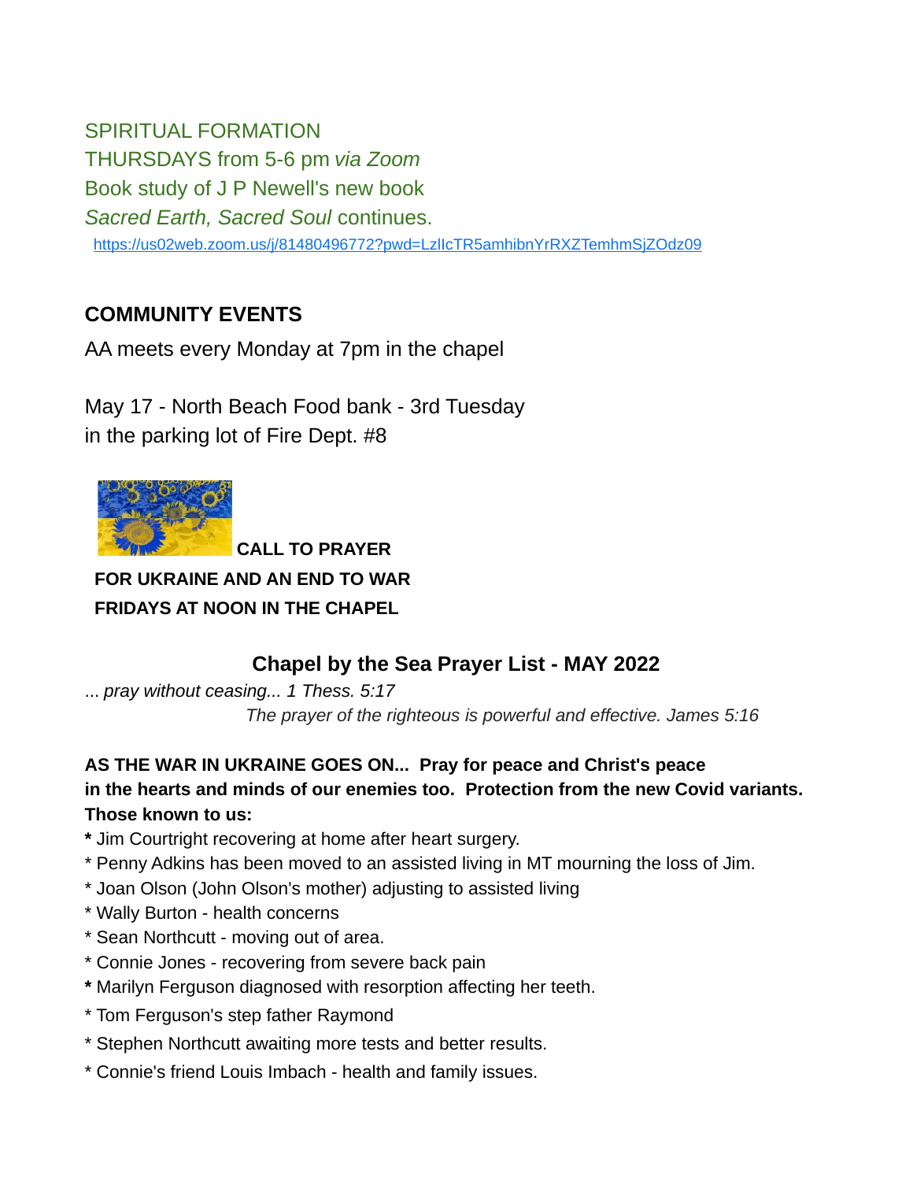SPIRITUAL FORMATION
THURSDAYS from 5-6 pm *via Zoom*
Book study of J P Newell's new book
*Sacred Earth, Sacred Soul* continues.
https://us02web.zoom.us/j/81480496772?pwd=LzIlcTR5amhibnYrRXZTemhmSjZOdz09

**COMMUNITY EVENTS**

AA meets every Monday at 7pm in the chapel

May 17 - North Beach Food bank - 3rd Tuesday
in the parking lot of Fire Dept. #8

**CALL TO PRAYER
FOR UKRAINE AND AN END TO WAR
FRIDAYS AT NOON IN THE CHAPEL**

## Chapel by the Sea Prayer List - MAY 2022

*... pray without ceasing... 1 Thess. 5:17*

*The prayer of the righteous is powerful and effective. James 5:16*

**AS THE WAR IN UKRAINE GOES ON... Pray for peace and Christ's peace in the hearts and minds of our enemies too. Protection from the new Covid variants.**
**Those known to us:**

* Jim Courtright recovering at home after heart surgery.
* Penny Adkins has been moved to an assisted living in MT mourning the loss of Jim.
* Joan Olson (John Olson's mother) adjusting to assisted living
* Wally Burton - health concerns
* Sean Northcutt - moving out of area.
* Connie Jones - recovering from severe back pain
* Marilyn Ferguson diagnosed with resorption affecting her teeth.
* Tom Ferguson's step father Raymond
* Stephen Northcutt awaiting more tests and better results.
* Connie's friend Louis Imbach - health and family issues.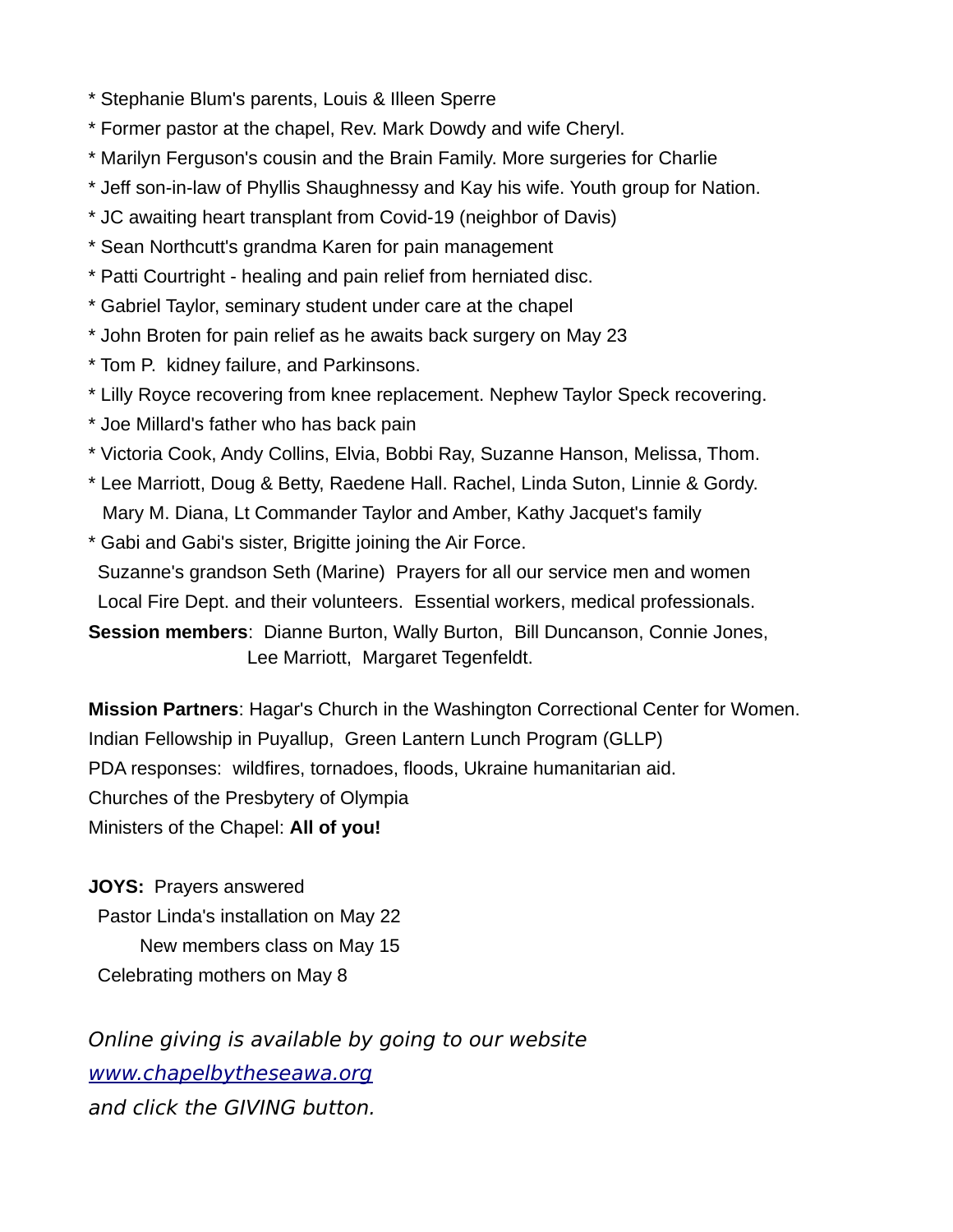* Stephanie Blum's parents, Louis & Illeen Sperre
* Former pastor at the chapel, Rev. Mark Dowdy and wife Cheryl.
* Marilyn Ferguson's cousin and the Brain Family. More surgeries for Charlie
* Jeff son-in-law of Phyllis Shaughnessy and Kay his wife. Youth group for Nation.
* JC awaiting heart transplant from Covid-19 (neighbor of Davis)
* Sean Northcutt's grandma Karen for pain management
* Patti Courtright - healing and pain relief from herniated disc.
* Gabriel Taylor, seminary student under care at the chapel
* John Broten for pain relief as he awaits back surgery on May 23
* Tom P. kidney failure, and Parkinsons.
* Lilly Royce recovering from knee replacement. Nephew Taylor Speck recovering.
* Joe Millard's father who has back pain
* Victoria Cook, Andy Collins, Elvia, Bobbi Ray, Suzanne Hanson, Melissa, Thom.
* Lee Marriott, Doug & Betty, Raedene Hall. Rachel, Linda Suton, Linnie & Gordy. Mary M. Diana, Lt Commander Taylor and Amber, Kathy Jacquet's family
* Gabi and Gabi's sister, Brigitte joining the Air Force.

Suzanne's grandson Seth (Marine) Prayers for all our service men and women
Local Fire Dept. and their volunteers. Essential workers, medical professionals.

**Session members**: Dianne Burton, Wally Burton, Bill Duncanson, Connie Jones, Lee Marriott, Margaret Tegenfeldt.

**Mission Partners**: Hagar's Church in the Washington Correctional Center for Women.
Indian Fellowship in Puyallup, Green Lantern Lunch Program (GLLP)
PDA responses: wildfires, tornadoes, floods, Ukraine humanitarian aid.
Churches of the Presbytery of Olympia
Ministers of the Chapel: **All of you!**

**JOYS:** Prayers answered
Pastor Linda's installation on May 22
New members class on May 15
Celebrating mothers on May 8

*Online giving is available by going to our website*
*[www.chapelbytheseawa.org](http://www.chapelbytheseawa.org)*
*and click the GIVING button.*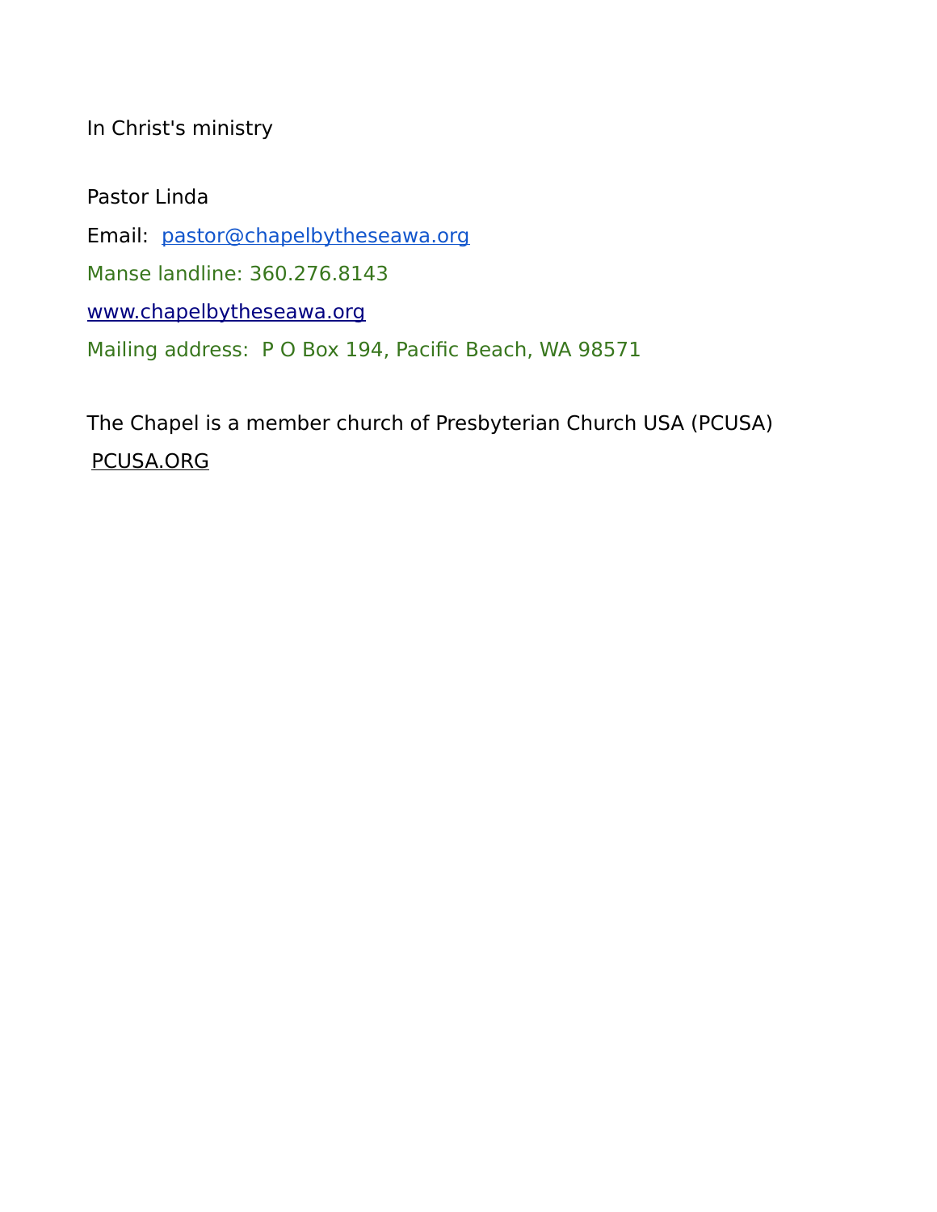In Christ's ministry

Pastor Linda

Email: pastor@chapelbytheseawa.org

Manse landline: 360.276.8143

www.chapelbytheseawa.org

Mailing address: P O Box 194, Pacific Beach, WA 98571

The Chapel is a member church of Presbyterian Church USA (PCUSA)

PCUSA.ORG